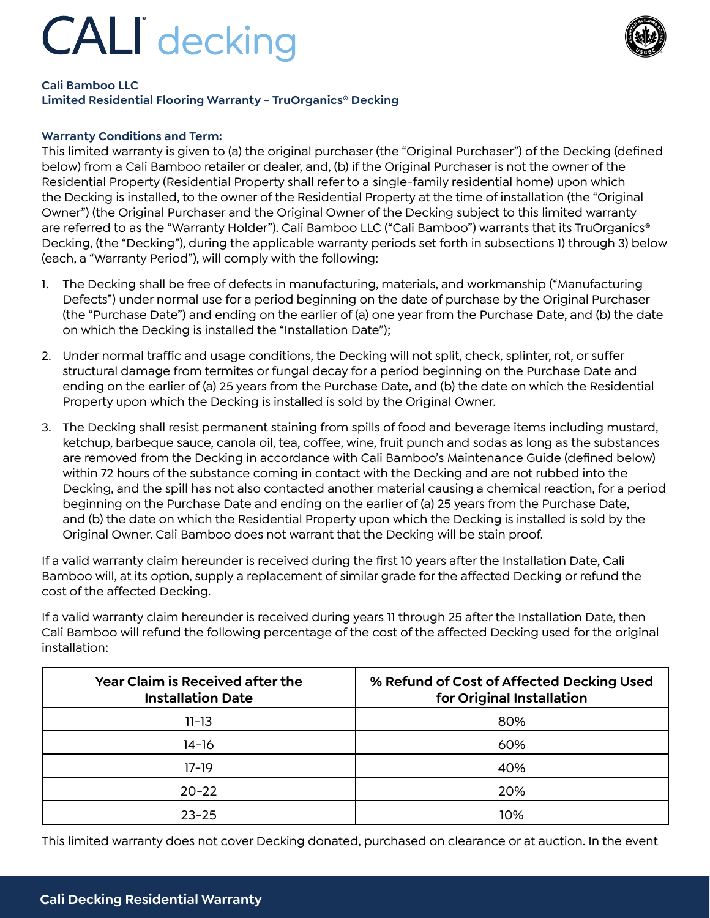# CALI® decking

**Cali Bamboo LLC**
**Limited Residential Flooring Warranty – TruOrganics® Decking**

**Warranty Conditions and Term:**

This limited warranty is given to (a) the original purchaser (the "Original Purchaser") of the Decking (defined below) from a Cali Bamboo retailer or dealer, and, (b) if the Original Purchaser is not the owner of the Residential Property (Residential Property shall refer to a single-family residential home) upon which the Decking is installed, to the owner of the Residential Property at the time of installation (the "Original Owner") (the Original Purchaser and the Original Owner of the Decking subject to this limited warranty are referred to as the "Warranty Holder"). Cali Bamboo LLC ("Cali Bamboo") warrants that its TruOrganics® Decking, (the "Decking"), during the applicable warranty periods set forth in subsections 1) through 3) below (each, a "Warranty Period"), will comply with the following:

1. The Decking shall be free of defects in manufacturing, materials, and workmanship ("Manufacturing Defects") under normal use for a period beginning on the date of purchase by the Original Purchaser (the "Purchase Date") and ending on the earlier of (a) one year from the Purchase Date, and (b) the date on which the Decking is installed the "Installation Date");
2. Under normal traffic and usage conditions, the Decking will not split, check, splinter, rot, or suffer structural damage from termites or fungal decay for a period beginning on the Purchase Date and ending on the earlier of (a) 25 years from the Purchase Date, and (b) the date on which the Residential Property upon which the Decking is installed is sold by the Original Owner.
3. The Decking shall resist permanent staining from spills of food and beverage items including mustard, ketchup, barbeque sauce, canola oil, tea, coffee, wine, fruit punch and sodas as long as the substances are removed from the Decking in accordance with Cali Bamboo's Maintenance Guide (defined below) within 72 hours of the substance coming in contact with the Decking and are not rubbed into the Decking, and the spill has not also contacted another material causing a chemical reaction, for a period beginning on the Purchase Date and ending on the earlier of (a) 25 years from the Purchase Date, and (b) the date on which the Residential Property upon which the Decking is installed is sold by the Original Owner. Cali Bamboo does not warrant that the Decking will be stain proof.

If a valid warranty claim hereunder is received during the first 10 years after the Installation Date, Cali Bamboo will, at its option, supply a replacement of similar grade for the affected Decking or refund the cost of the affected Decking.

If a valid warranty claim hereunder is received during years 11 through 25 after the Installation Date, then Cali Bamboo will refund the following percentage of the cost of the affected Decking used for the original installation:

| Year Claim is Received after the Installation Date | % Refund of Cost of Affected Decking Used for Original Installation |
|---|---|
| 11-13 | 80% |
| 14-16 | 60% |
| 17-19 | 40% |
| 20-22 | 20% |
| 23-25 | 10% |

This limited warranty does not cover Decking donated, purchased on clearance or at auction. In the event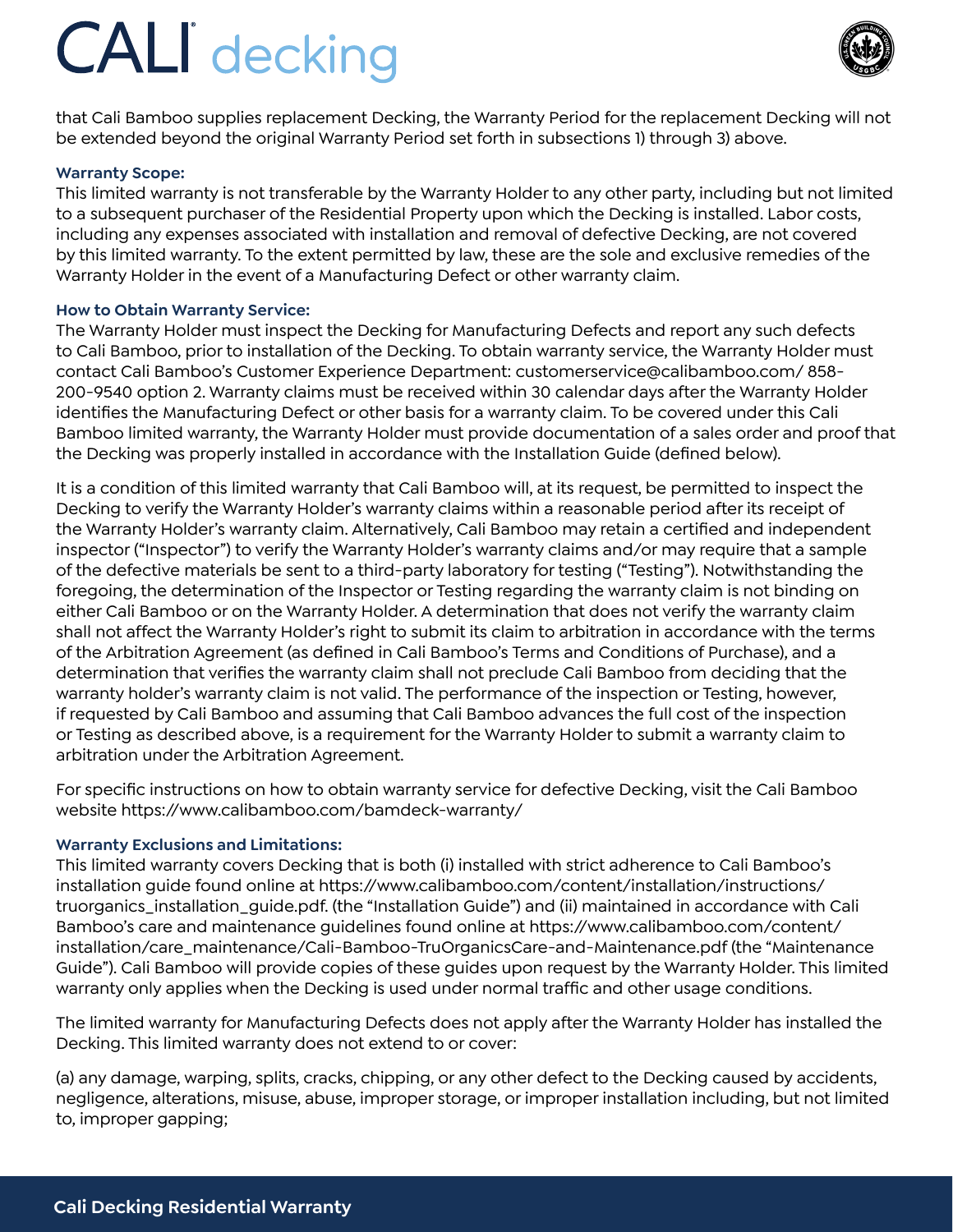that Cali Bamboo supplies replacement Decking, the Warranty Period for the replacement Decking will not be extended beyond the original Warranty Period set forth in subsections 1) through 3) above.

**Warranty Scope:**

This limited warranty is not transferable by the Warranty Holder to any other party, including but not limited to a subsequent purchaser of the Residential Property upon which the Decking is installed. Labor costs, including any expenses associated with installation and removal of defective Decking, are not covered by this limited warranty. To the extent permitted by law, these are the sole and exclusive remedies of the Warranty Holder in the event of a Manufacturing Defect or other warranty claim.

**How to Obtain Warranty Service:**

The Warranty Holder must inspect the Decking for Manufacturing Defects and report any such defects to Cali Bamboo, prior to installation of the Decking. To obtain warranty service, the Warranty Holder must contact Cali Bamboo's Customer Experience Department: customerservice@calibamboo.com/ 858-200-9540 option 2. Warranty claims must be received within 30 calendar days after the Warranty Holder identifies the Manufacturing Defect or other basis for a warranty claim. To be covered under this Cali Bamboo limited warranty, the Warranty Holder must provide documentation of a sales order and proof that the Decking was properly installed in accordance with the Installation Guide (defined below).

It is a condition of this limited warranty that Cali Bamboo will, at its request, be permitted to inspect the Decking to verify the Warranty Holder's warranty claims within a reasonable period after its receipt of the Warranty Holder's warranty claim. Alternatively, Cali Bamboo may retain a certified and independent inspector ("Inspector") to verify the Warranty Holder's warranty claims and/or may require that a sample of the defective materials be sent to a third-party laboratory for testing ("Testing"). Notwithstanding the foregoing, the determination of the Inspector or Testing regarding the warranty claim is not binding on either Cali Bamboo or on the Warranty Holder. A determination that does not verify the warranty claim shall not affect the Warranty Holder's right to submit its claim to arbitration in accordance with the terms of the Arbitration Agreement (as defined in Cali Bamboo's Terms and Conditions of Purchase), and a determination that verifies the warranty claim shall not preclude Cali Bamboo from deciding that the warranty holder's warranty claim is not valid. The performance of the inspection or Testing, however, if requested by Cali Bamboo and assuming that Cali Bamboo advances the full cost of the inspection or Testing as described above, is a requirement for the Warranty Holder to submit a warranty claim to arbitration under the Arbitration Agreement.

For specific instructions on how to obtain warranty service for defective Decking, visit the Cali Bamboo website https://www.calibamboo.com/bamdeck-warranty/

**Warranty Exclusions and Limitations:**

This limited warranty covers Decking that is both (i) installed with strict adherence to Cali Bamboo's installation guide found online at https://www.calibamboo.com/content/installation/instructions/truorganics_installation_guide.pdf. (the "Installation Guide") and (ii) maintained in accordance with Cali Bamboo's care and maintenance guidelines found online at https://www.calibamboo.com/content/installation/care_maintenance/Cali-Bamboo-TruOrganicsCare-and-Maintenance.pdf (the "Maintenance Guide"). Cali Bamboo will provide copies of these guides upon request by the Warranty Holder. This limited warranty only applies when the Decking is used under normal traffic and other usage conditions.

The limited warranty for Manufacturing Defects does not apply after the Warranty Holder has installed the Decking. This limited warranty does not extend to or cover:

(a) any damage, warping, splits, cracks, chipping, or any other defect to the Decking caused by accidents, negligence, alterations, misuse, abuse, improper storage, or improper installation including, but not limited to, improper gapping;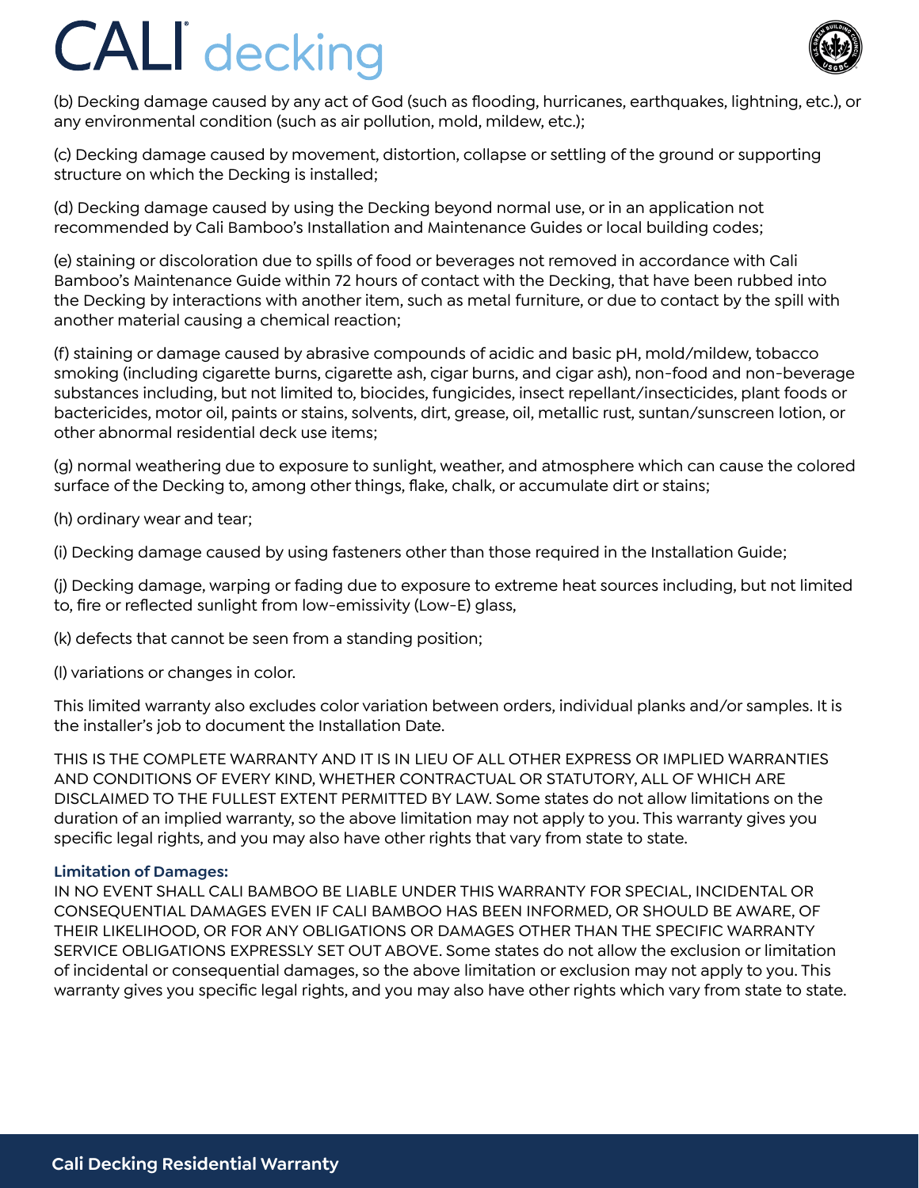(b) Decking damage caused by any act of God (such as flooding, hurricanes, earthquakes, lightning, etc.), or any environmental condition (such as air pollution, mold, mildew, etc.);

(c) Decking damage caused by movement, distortion, collapse or settling of the ground or supporting structure on which the Decking is installed;

(d) Decking damage caused by using the Decking beyond normal use, or in an application not recommended by Cali Bamboo's Installation and Maintenance Guides or local building codes;

(e) staining or discoloration due to spills of food or beverages not removed in accordance with Cali Bamboo's Maintenance Guide within 72 hours of contact with the Decking, that have been rubbed into the Decking by interactions with another item, such as metal furniture, or due to contact by the spill with another material causing a chemical reaction;

(f) staining or damage caused by abrasive compounds of acidic and basic pH, mold/mildew, tobacco smoking (including cigarette burns, cigarette ash, cigar burns, and cigar ash), non-food and non-beverage substances including, but not limited to, biocides, fungicides, insect repellant/insecticides, plant foods or bactericides, motor oil, paints or stains, solvents, dirt, grease, oil, metallic rust, suntan/sunscreen lotion, or other abnormal residential deck use items;

(g) normal weathering due to exposure to sunlight, weather, and atmosphere which can cause the colored surface of the Decking to, among other things, flake, chalk, or accumulate dirt or stains;

(h) ordinary wear and tear;

(i) Decking damage caused by using fasteners other than those required in the Installation Guide;

(j) Decking damage, warping or fading due to exposure to extreme heat sources including, but not limited to, fire or reflected sunlight from low-emissivity (Low-E) glass,

(k) defects that cannot be seen from a standing position;

(l) variations or changes in color.

This limited warranty also excludes color variation between orders, individual planks and/or samples. It is the installer's job to document the Installation Date.

THIS IS THE COMPLETE WARRANTY AND IT IS IN LIEU OF ALL OTHER EXPRESS OR IMPLIED WARRANTIES AND CONDITIONS OF EVERY KIND, WHETHER CONTRACTUAL OR STATUTORY, ALL OF WHICH ARE DISCLAIMED TO THE FULLEST EXTENT PERMITTED BY LAW. Some states do not allow limitations on the duration of an implied warranty, so the above limitation may not apply to you. This warranty gives you specific legal rights, and you may also have other rights that vary from state to state.

**Limitation of Damages:**

IN NO EVENT SHALL CALI BAMBOO BE LIABLE UNDER THIS WARRANTY FOR SPECIAL, INCIDENTAL OR CONSEQUENTIAL DAMAGES EVEN IF CALI BAMBOO HAS BEEN INFORMED, OR SHOULD BE AWARE, OF THEIR LIKELIHOOD, OR FOR ANY OBLIGATIONS OR DAMAGES OTHER THAN THE SPECIFIC WARRANTY SERVICE OBLIGATIONS EXPRESSLY SET OUT ABOVE. Some states do not allow the exclusion or limitation of incidental or consequential damages, so the above limitation or exclusion may not apply to you. This warranty gives you specific legal rights, and you may also have other rights which vary from state to state.